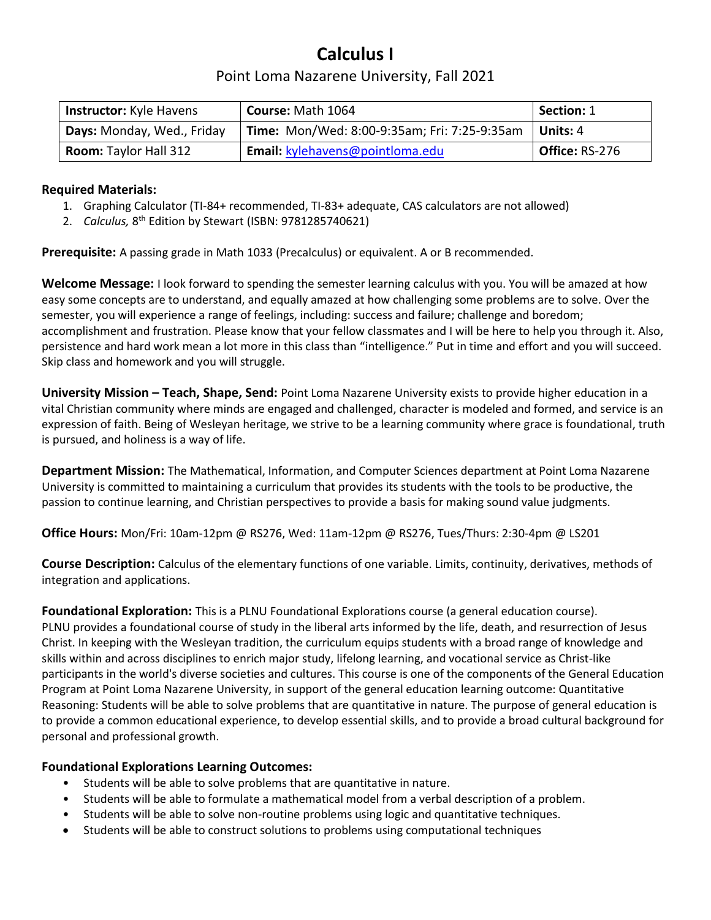# Calculus I

## Point Loma Nazarene University, Fall 2021

| **Instructor:** Kyle Havens | **Course:** Math 1064 | **Section:** 1 |
| --- | --- | --- |
| **Days:** Monday, Wed., Friday | **Time:** Mon/Wed: 8:00-9:35am; Fri: 7:25-9:35am | **Units:** 4 |
| **Room:** Taylor Hall 312 | **Email:** kylehavens@pointloma.edu | **Office:** RS-276 |

**Required Materials:**

1. Graphing Calculator (TI-84+ recommended, TI-83+ adequate, CAS calculators are not allowed)
2. *Calculus,* 8th Edition by Stewart (ISBN: 9781285740621)

**Prerequisite:** A passing grade in Math 1033 (Precalculus) or equivalent. A or B recommended.

**Welcome Message:** I look forward to spending the semester learning calculus with you. You will be amazed at how easy some concepts are to understand, and equally amazed at how challenging some problems are to solve. Over the semester, you will experience a range of feelings, including: success and failure; challenge and boredom; accomplishment and frustration. Please know that your fellow classmates and I will be here to help you through it. Also, persistence and hard work mean a lot more in this class than "intelligence." Put in time and effort and you will succeed. Skip class and homework and you will struggle.

**University Mission – Teach, Shape, Send:** Point Loma Nazarene University exists to provide higher education in a vital Christian community where minds are engaged and challenged, character is modeled and formed, and service is an expression of faith. Being of Wesleyan heritage, we strive to be a learning community where grace is foundational, truth is pursued, and holiness is a way of life.

**Department Mission:** The Mathematical, Information, and Computer Sciences department at Point Loma Nazarene University is committed to maintaining a curriculum that provides its students with the tools to be productive, the passion to continue learning, and Christian perspectives to provide a basis for making sound value judgments.

**Office Hours:** Mon/Fri: 10am-12pm @ RS276, Wed: 11am-12pm @ RS276, Tues/Thurs: 2:30-4pm @ LS201

**Course Description:** Calculus of the elementary functions of one variable. Limits, continuity, derivatives, methods of integration and applications.

**Foundational Exploration:** This is a PLNU Foundational Explorations course (a general education course). PLNU provides a foundational course of study in the liberal arts informed by the life, death, and resurrection of Jesus Christ. In keeping with the Wesleyan tradition, the curriculum equips students with a broad range of knowledge and skills within and across disciplines to enrich major study, lifelong learning, and vocational service as Christ-like participants in the world's diverse societies and cultures. This course is one of the components of the General Education Program at Point Loma Nazarene University, in support of the general education learning outcome: Quantitative Reasoning: Students will be able to solve problems that are quantitative in nature. The purpose of general education is to provide a common educational experience, to develop essential skills, and to provide a broad cultural background for personal and professional growth.

**Foundational Explorations Learning Outcomes:**

- Students will be able to solve problems that are quantitative in nature.
- Students will be able to formulate a mathematical model from a verbal description of a problem.
- Students will be able to solve non-routine problems using logic and quantitative techniques.
- Students will be able to construct solutions to problems using computational techniques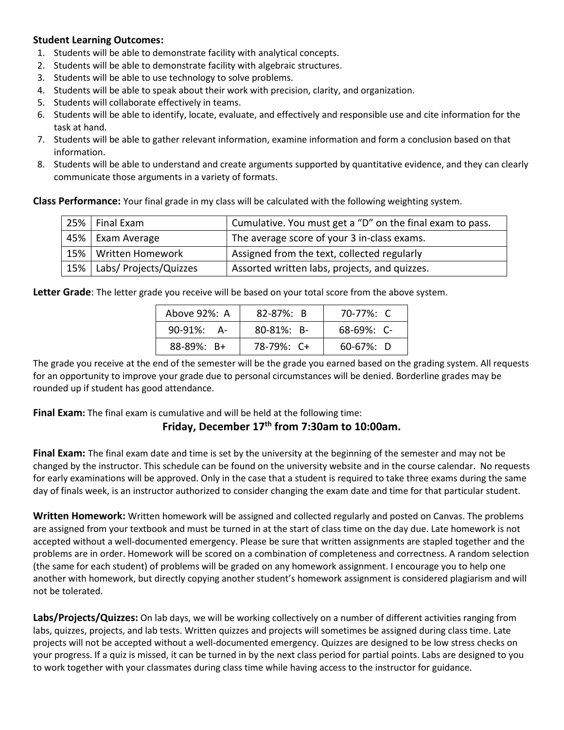**Student Learning Outcomes:**

1. Students will be able to demonstrate facility with analytical concepts.
2. Students will be able to demonstrate facility with algebraic structures.
3. Students will be able to use technology to solve problems.
4. Students will be able to speak about their work with precision, clarity, and organization.
5. Students will collaborate effectively in teams.
6. Students will be able to identify, locate, evaluate, and effectively and responsible use and cite information for the task at hand.
7. Students will be able to gather relevant information, examine information and form a conclusion based on that information.
8. Students will be able to understand and create arguments supported by quantitative evidence, and they can clearly communicate those arguments in a variety of formats.

**Class Performance:** Your final grade in my class will be calculated with the following weighting system.

| | | |
|---|---|---|
| 25% | Final Exam | Cumulative. You must get a "D" on the final exam to pass. |
| 45% | Exam Average | The average score of your 3 in-class exams. |
| 15% | Written Homework | Assigned from the text, collected regularly |
| 15% | Labs/ Projects/Quizzes | Assorted written labs, projects, and quizzes. |

**Letter Grade**: The letter grade you receive will be based on your total score from the above system.

| | | |
|---|---|---|
| Above 92%: A | 82-87%: B | 70-77%: C |
| 90-91%: A- | 80-81%: B- | 68-69%: C- |
| 88-89%: B+ | 78-79%: C+ | 60-67%: D |

The grade you receive at the end of the semester will be the grade you earned based on the grading system. All requests for an opportunity to improve your grade due to personal circumstances will be denied. Borderline grades may be rounded up if student has good attendance.

**Final Exam:** The final exam is cumulative and will be held at the following time:

**Friday, December 17th from 7:30am to 10:00am.**

**Final Exam:** The final exam date and time is set by the university at the beginning of the semester and may not be changed by the instructor. This schedule can be found on the university website and in the course calendar. No requests for early examinations will be approved. Only in the case that a student is required to take three exams during the same day of finals week, is an instructor authorized to consider changing the exam date and time for that particular student.

**Written Homework:** Written homework will be assigned and collected regularly and posted on Canvas. The problems are assigned from your textbook and must be turned in at the start of class time on the day due. Late homework is not accepted without a well-documented emergency. Please be sure that written assignments are stapled together and the problems are in order. Homework will be scored on a combination of completeness and correctness. A random selection (the same for each student) of problems will be graded on any homework assignment. I encourage you to help one another with homework, but directly copying another student's homework assignment is considered plagiarism and will not be tolerated.

**Labs/Projects/Quizzes:** On lab days, we will be working collectively on a number of different activities ranging from labs, quizzes, projects, and lab tests. Written quizzes and projects will sometimes be assigned during class time. Late projects will not be accepted without a well-documented emergency. Quizzes are designed to be low stress checks on your progress. If a quiz is missed, it can be turned in by the next class period for partial points. Labs are designed to you to work together with your classmates during class time while having access to the instructor for guidance.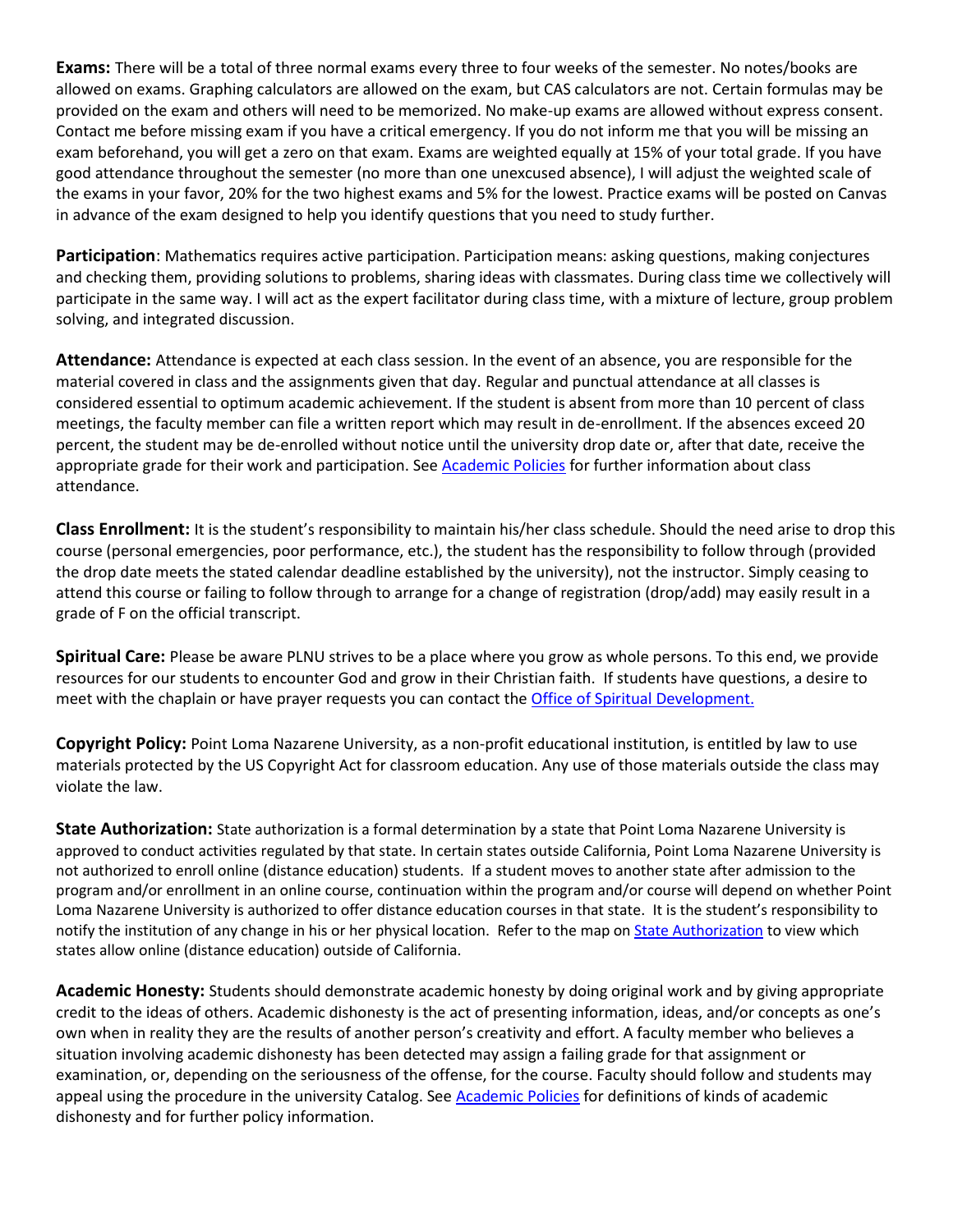**Exams:** There will be a total of three normal exams every three to four weeks of the semester. No notes/books are allowed on exams. Graphing calculators are allowed on the exam, but CAS calculators are not. Certain formulas may be provided on the exam and others will need to be memorized. No make-up exams are allowed without express consent. Contact me before missing exam if you have a critical emergency. If you do not inform me that you will be missing an exam beforehand, you will get a zero on that exam. Exams are weighted equally at 15% of your total grade. If you have good attendance throughout the semester (no more than one unexcused absence), I will adjust the weighted scale of the exams in your favor, 20% for the two highest exams and 5% for the lowest. Practice exams will be posted on Canvas in advance of the exam designed to help you identify questions that you need to study further.

**Participation**: Mathematics requires active participation. Participation means: asking questions, making conjectures and checking them, providing solutions to problems, sharing ideas with classmates. During class time we collectively will participate in the same way. I will act as the expert facilitator during class time, with a mixture of lecture, group problem solving, and integrated discussion.

**Attendance:** Attendance is expected at each class session. In the event of an absence, you are responsible for the material covered in class and the assignments given that day. Regular and punctual attendance at all classes is considered essential to optimum academic achievement. If the student is absent from more than 10 percent of class meetings, the faculty member can file a written report which may result in de-enrollment. If the absences exceed 20 percent, the student may be de-enrolled without notice until the university drop date or, after that date, receive the appropriate grade for their work and participation. See Academic Policies for further information about class attendance.

**Class Enrollment:** It is the student's responsibility to maintain his/her class schedule. Should the need arise to drop this course (personal emergencies, poor performance, etc.), the student has the responsibility to follow through (provided the drop date meets the stated calendar deadline established by the university), not the instructor. Simply ceasing to attend this course or failing to follow through to arrange for a change of registration (drop/add) may easily result in a grade of F on the official transcript.

**Spiritual Care:** Please be aware PLNU strives to be a place where you grow as whole persons. To this end, we provide resources for our students to encounter God and grow in their Christian faith. If students have questions, a desire to meet with the chaplain or have prayer requests you can contact the Office of Spiritual Development.

**Copyright Policy:** Point Loma Nazarene University, as a non-profit educational institution, is entitled by law to use materials protected by the US Copyright Act for classroom education. Any use of those materials outside the class may violate the law.

**State Authorization:** State authorization is a formal determination by a state that Point Loma Nazarene University is approved to conduct activities regulated by that state. In certain states outside California, Point Loma Nazarene University is not authorized to enroll online (distance education) students. If a student moves to another state after admission to the program and/or enrollment in an online course, continuation within the program and/or course will depend on whether Point Loma Nazarene University is authorized to offer distance education courses in that state. It is the student's responsibility to notify the institution of any change in his or her physical location. Refer to the map on State Authorization to view which states allow online (distance education) outside of California.

**Academic Honesty:** Students should demonstrate academic honesty by doing original work and by giving appropriate credit to the ideas of others. Academic dishonesty is the act of presenting information, ideas, and/or concepts as one's own when in reality they are the results of another person's creativity and effort. A faculty member who believes a situation involving academic dishonesty has been detected may assign a failing grade for that assignment or examination, or, depending on the seriousness of the offense, for the course. Faculty should follow and students may appeal using the procedure in the university Catalog. See Academic Policies for definitions of kinds of academic dishonesty and for further policy information.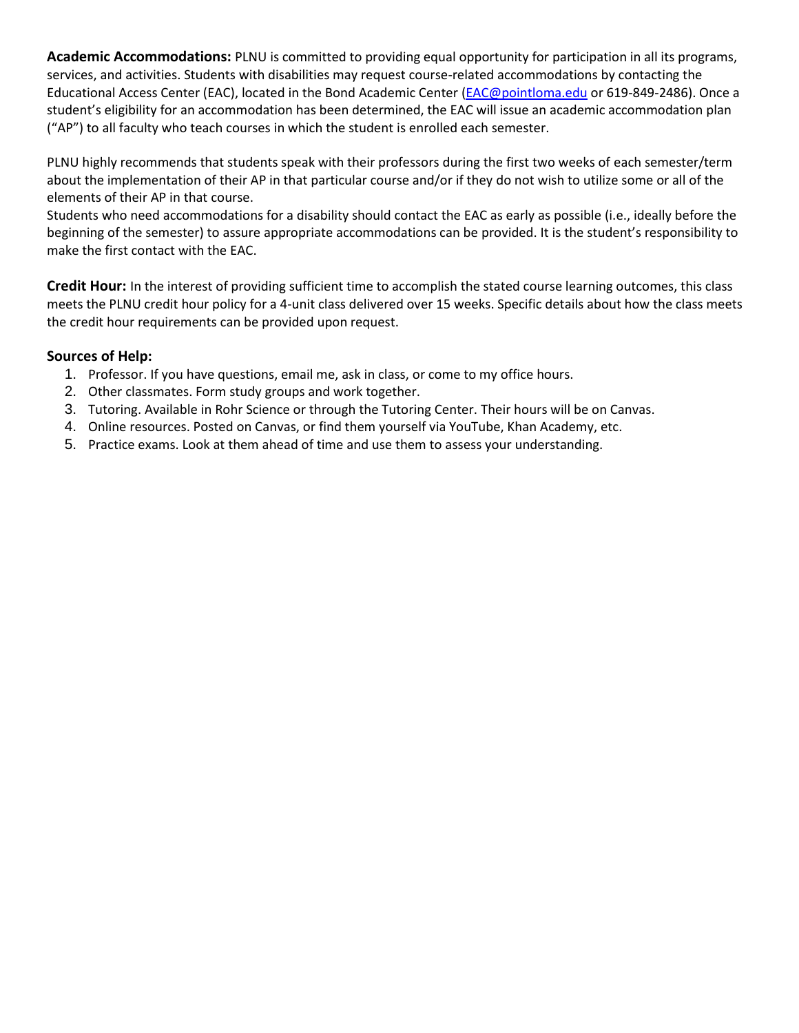**Academic Accommodations:** PLNU is committed to providing equal opportunity for participation in all its programs, services, and activities. Students with disabilities may request course-related accommodations by contacting the Educational Access Center (EAC), located in the Bond Academic Center (EAC@pointloma.edu or 619-849-2486). Once a student's eligibility for an accommodation has been determined, the EAC will issue an academic accommodation plan ("AP") to all faculty who teach courses in which the student is enrolled each semester.

PLNU highly recommends that students speak with their professors during the first two weeks of each semester/term about the implementation of their AP in that particular course and/or if they do not wish to utilize some or all of the elements of their AP in that course.
Students who need accommodations for a disability should contact the EAC as early as possible (i.e., ideally before the beginning of the semester) to assure appropriate accommodations can be provided. It is the student's responsibility to make the first contact with the EAC.

**Credit Hour:** In the interest of providing sufficient time to accomplish the stated course learning outcomes, this class meets the PLNU credit hour policy for a 4-unit class delivered over 15 weeks. Specific details about how the class meets the credit hour requirements can be provided upon request.

### Sources of Help:

1. Professor. If you have questions, email me, ask in class, or come to my office hours.
2. Other classmates. Form study groups and work together.
3. Tutoring. Available in Rohr Science or through the Tutoring Center. Their hours will be on Canvas.
4. Online resources. Posted on Canvas, or find them yourself via YouTube, Khan Academy, etc.
5. Practice exams. Look at them ahead of time and use them to assess your understanding.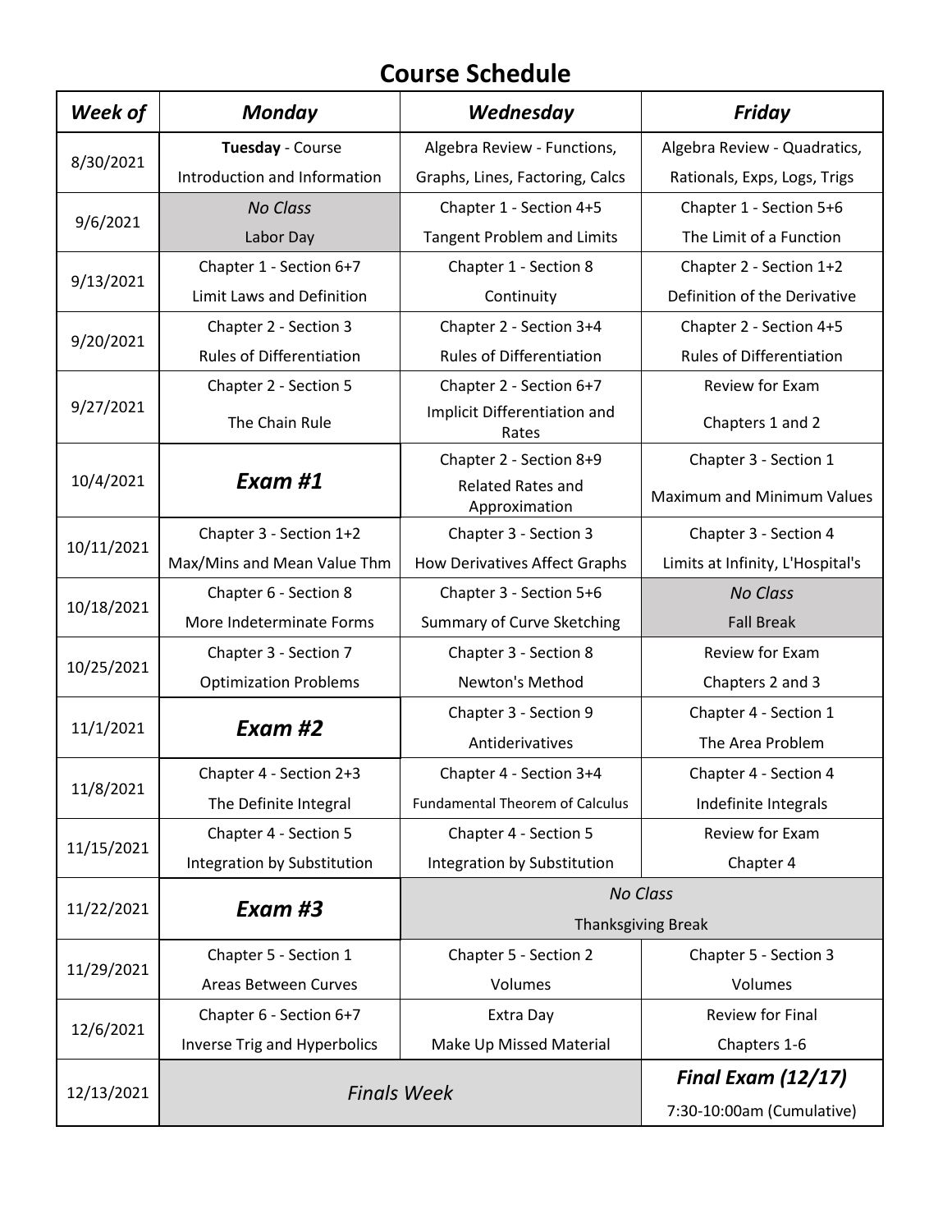## Course Schedule

| *Week of* | *Monday* | *Wednesday* | *Friday* |
|---|---|---|---|
| 8/30/2021 | **Tuesday** - Course Introduction and Information | Algebra Review - Functions, Graphs, Lines, Factoring, Calcs | Algebra Review - Quadratics, Rationals, Exps, Logs, Trigs |
| 9/6/2021 | *No Class* Labor Day | Chapter 1 - Section 4+5 Tangent Problem and Limits | Chapter 1 - Section 5+6 The Limit of a Function |
| 9/13/2021 | Chapter 1 - Section 6+7 Limit Laws and Definition | Chapter 1 - Section 8 Continuity | Chapter 2 - Section 1+2 Definition of the Derivative |
| 9/20/2021 | Chapter 2 - Section 3 Rules of Differentiation | Chapter 2 - Section 3+4 Rules of Differentiation | Chapter 2 - Section 4+5 Rules of Differentiation |
| 9/27/2021 | Chapter 2 - Section 5 The Chain Rule | Chapter 2 - Section 6+7 Implicit Differentiation and Rates | Review for Exam Chapters 1 and 2 |
| 10/4/2021 | ***Exam #1*** | Chapter 2 - Section 8+9 Related Rates and Approximation | Chapter 3 - Section 1 Maximum and Minimum Values |
| 10/11/2021 | Chapter 3 - Section 1+2 Max/Mins and Mean Value Thm | Chapter 3 - Section 3 How Derivatives Affect Graphs | Chapter 3 - Section 4 Limits at Infinity, L'Hospital's |
| 10/18/2021 | Chapter 6 - Section 8 More Indeterminate Forms | Chapter 3 - Section 5+6 Summary of Curve Sketching | *No Class* Fall Break |
| 10/25/2021 | Chapter 3 - Section 7 Optimization Problems | Chapter 3 - Section 8 Newton's Method | Review for Exam Chapters 2 and 3 |
| 11/1/2021 | ***Exam #2*** | Chapter 3 - Section 9 Antiderivatives | Chapter 4 - Section 1 The Area Problem |
| 11/8/2021 | Chapter 4 - Section 2+3 The Definite Integral | Chapter 4 - Section 3+4 Fundamental Theorem of Calculus | Chapter 4 - Section 4 Indefinite Integrals |
| 11/15/2021 | Chapter 4 - Section 5 Integration by Substitution | Chapter 4 - Section 5 Integration by Substitution | Review for Exam Chapter 4 |
| 11/22/2021 | ***Exam #3*** | *No Class* Thanksgiving Break | |
| 11/29/2021 | Chapter 5 - Section 1 Areas Between Curves | Chapter 5 - Section 2 Volumes | Chapter 5 - Section 3 Volumes |
| 12/6/2021 | Chapter 6 - Section 6+7 Inverse Trig and Hyperbolics | Extra Day Make Up Missed Material | Review for Final Chapters 1-6 |
| 12/13/2021 | *Finals Week* | | ***Final Exam (12/17)*** 7:30-10:00am (Cumulative) |